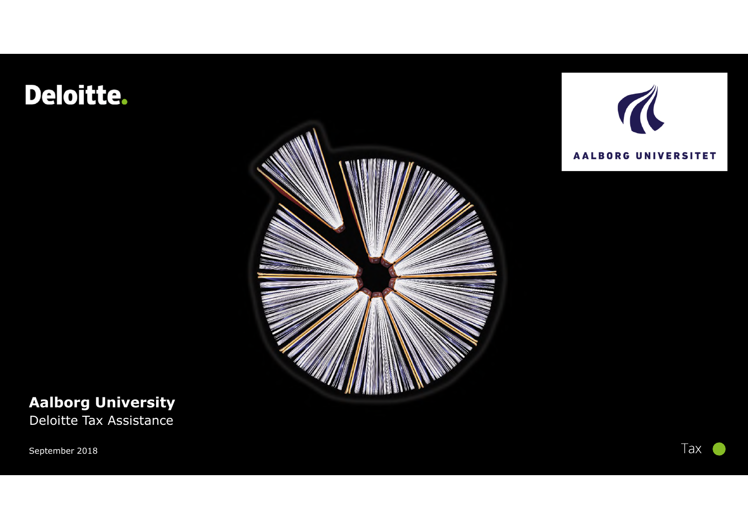Deloitte.

AALBORG UNIVERSITET

# Aalborg University

Deloitte Tax Assistance

September 2018

Tax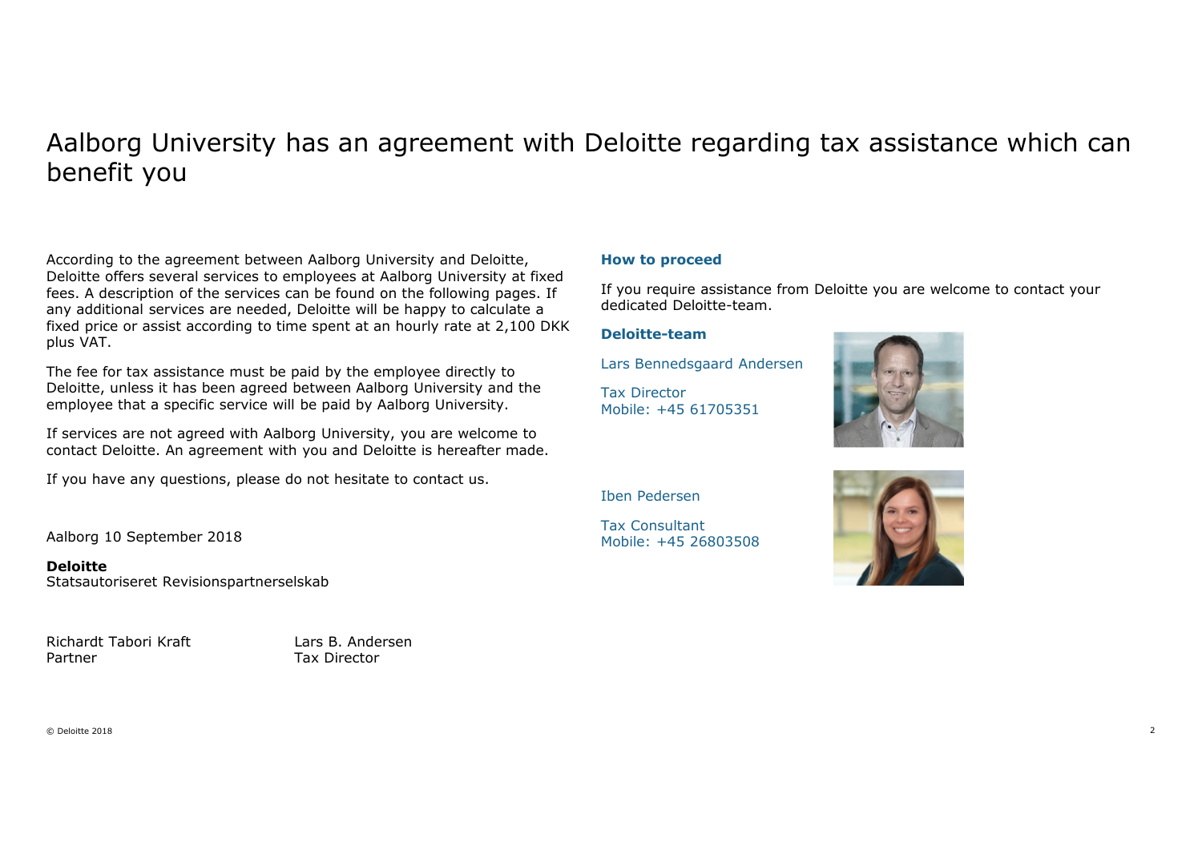# Aalborg University has an agreement with Deloitte regarding tax assistance which can benefit you

According to the agreement between Aalborg University and Deloitte, Deloitte offers several services to employees at Aalborg University at fixed fees. A description of the services can be found on the following pages. If any additional services are needed, Deloitte will be happy to calculate a fixed price or assist according to time spent at an hourly rate at 2,100 DKK plus VAT.

The fee for tax assistance must be paid by the employee directly to Deloitte, unless it has been agreed between Aalborg University and the employee that a specific service will be paid by Aalborg University.

If services are not agreed with Aalborg University, you are welcome to contact Deloitte. An agreement with you and Deloitte is hereafter made.

If you have any questions, please do not hesitate to contact us.

Aalborg 10 September 2018

**Deloitte**
Statsautoriseret Revisionspartnerselskab

Richardt Tabori Kraft
Partner

Lars B. Andersen
Tax Director

**How to proceed**

If you require assistance from Deloitte you are welcome to contact your dedicated Deloitte-team.

**Deloitte-team**

Lars Bennedsgaard Andersen

Tax Director
Mobile: +45 61705351

Iben Pedersen

Tax Consultant
Mobile: +45 26803508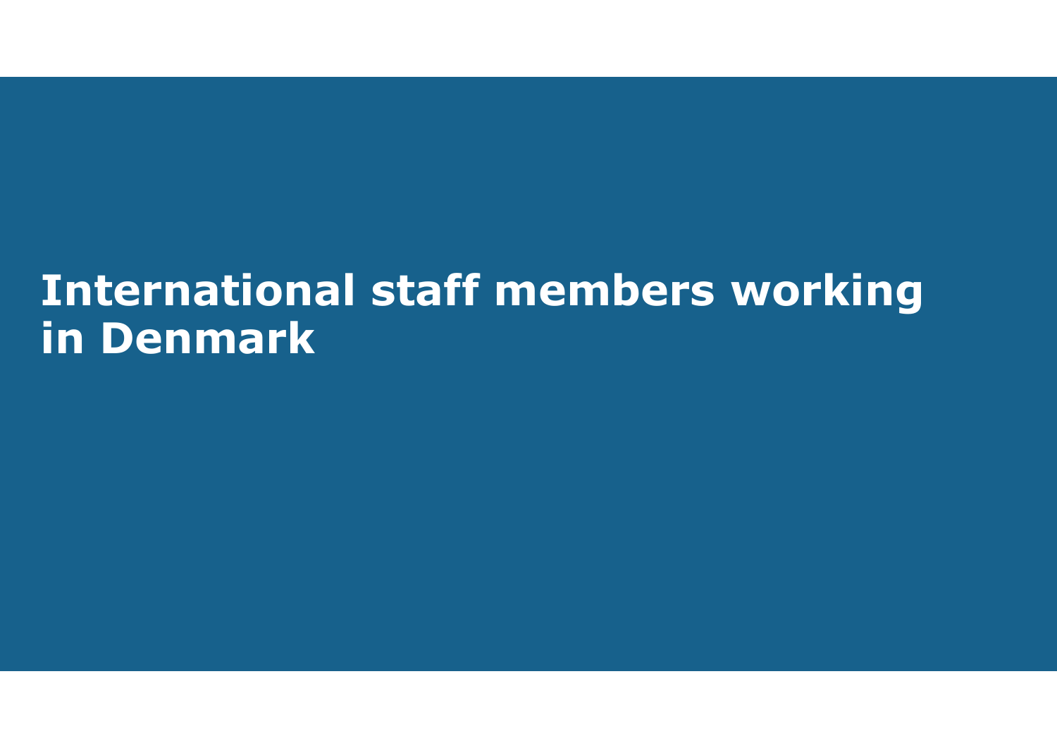# International staff members working in Denmark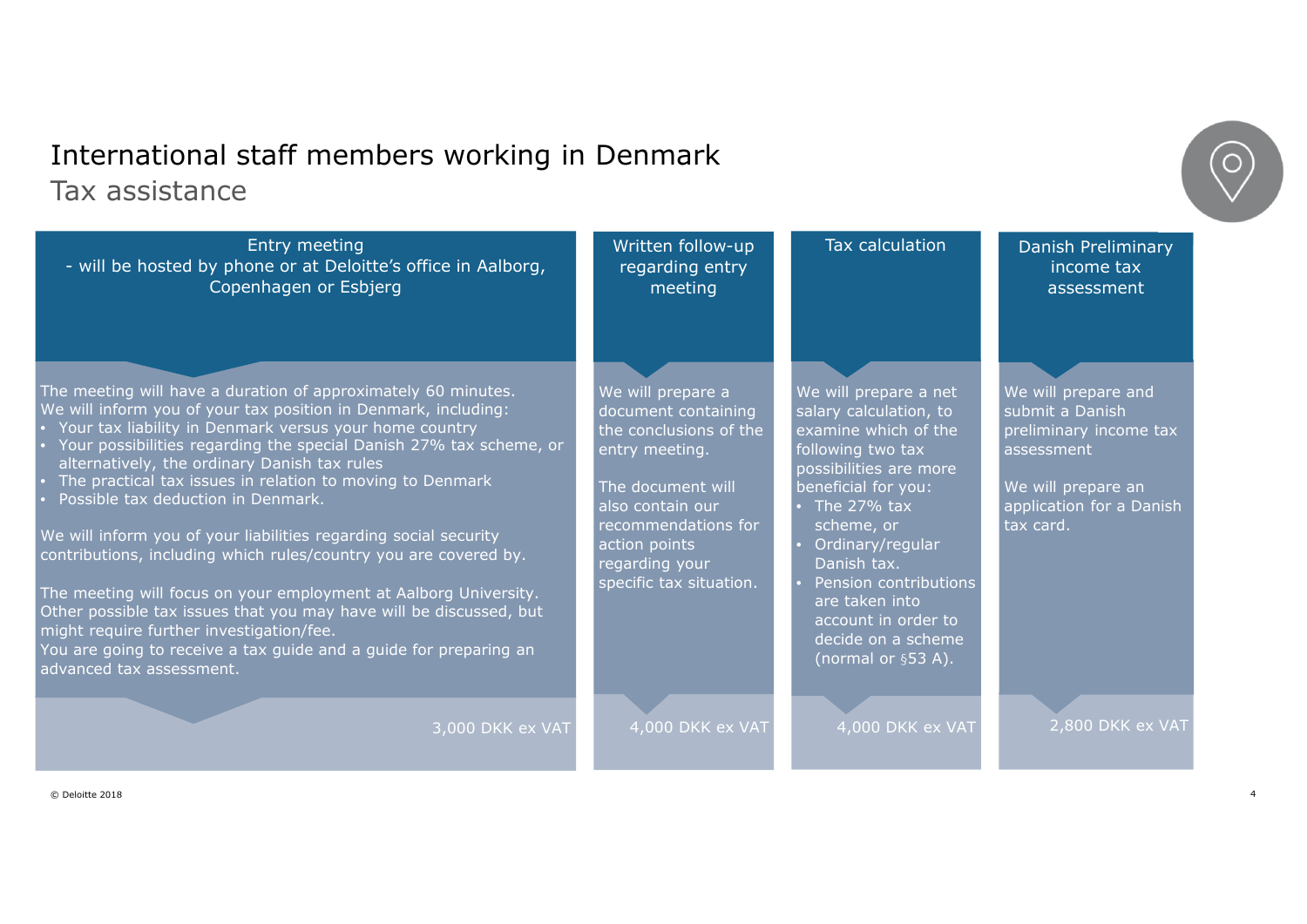# International staff members working in Denmark

## Tax assistance

### Entry meeting
- will be hosted by phone or at Deloitte's office in Aalborg, Copenhagen or Esbjerg

The meeting will have a duration of approximately 60 minutes.
We will inform you of your tax position in Denmark, including:

- Your tax liability in Denmark versus your home country
- Your possibilities regarding the special Danish 27% tax scheme, or alternatively, the ordinary Danish tax rules
- The practical tax issues in relation to moving to Denmark
- Possible tax deduction in Denmark.

We will inform you of your liabilities regarding social security contributions, including which rules/country you are covered by.

The meeting will focus on your employment at Aalborg University. Other possible tax issues that you may have will be discussed, but might require further investigation/fee.
You are going to receive a tax guide and a guide for preparing an advanced tax assessment.

3,000 DKK ex VAT

### Written follow-up regarding entry meeting

We will prepare a document containing the conclusions of the entry meeting.

The document will also contain our recommendations for action points regarding your specific tax situation.

4,000 DKK ex VAT

### Tax calculation

We will prepare a net salary calculation, to examine which of the following two tax possibilities are more beneficial for you:

- The 27% tax scheme, or
- Ordinary/regular Danish tax.
- Pension contributions are taken into account in order to decide on a scheme (normal or §53 A).

4,000 DKK ex VAT

### Danish Preliminary income tax assessment

We will prepare and submit a Danish preliminary income tax assessment

We will prepare an application for a Danish tax card.

2,800 DKK ex VAT

© Deloitte 2018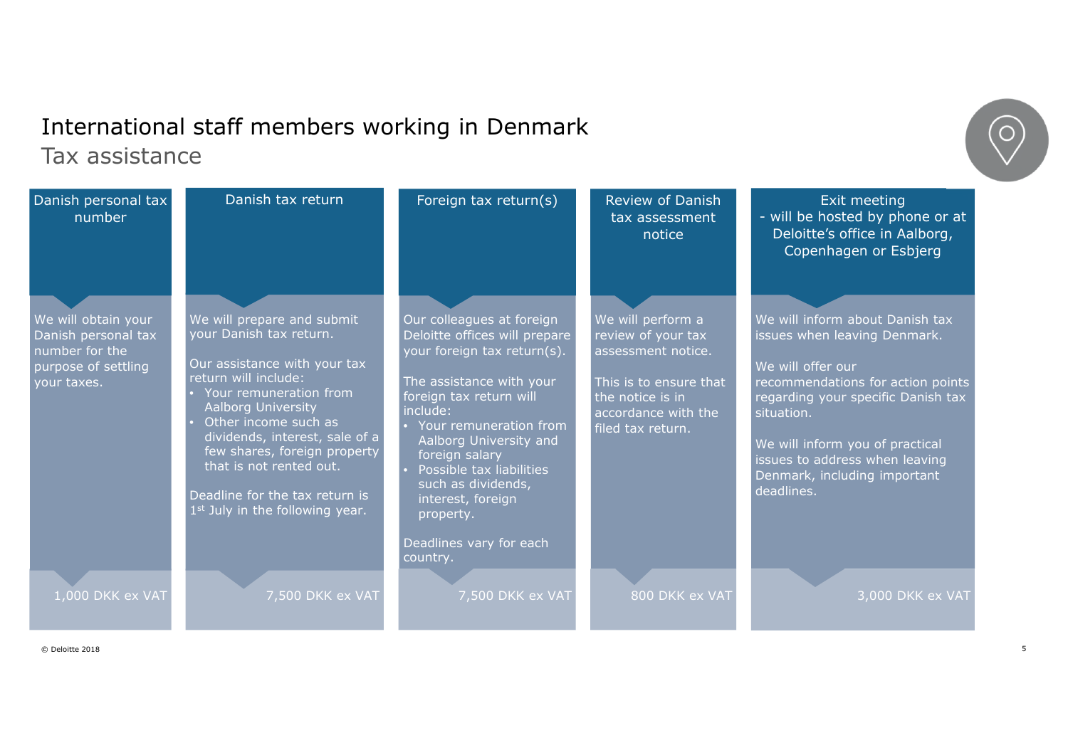# International staff members working in Denmark

## Tax assistance

### Danish personal tax number

We will obtain your Danish personal tax number for the purpose of settling your taxes.

1,000 DKK ex VAT

### Danish tax return

We will prepare and submit your Danish tax return.

Our assistance with your tax return will include:

- Your remuneration from Aalborg University
- Other income such as dividends, interest, sale of a few shares, foreign property that is not rented out.

Deadline for the tax return is 1st July in the following year.

7,500 DKK ex VAT

### Foreign tax return(s)

Our colleagues at foreign Deloitte offices will prepare your foreign tax return(s).

The assistance with your foreign tax return will include:

- Your remuneration from Aalborg University and foreign salary
- Possible tax liabilities such as dividends, interest, foreign property.

Deadlines vary for each country.

7,500 DKK ex VAT

### Review of Danish tax assessment notice

We will perform a review of your tax assessment notice.

This is to ensure that the notice is in accordance with the filed tax return.

800 DKK ex VAT

### Exit meeting - will be hosted by phone or at Deloitte's office in Aalborg, Copenhagen or Esbjerg

We will inform about Danish tax issues when leaving Denmark.

We will offer our recommendations for action points regarding your specific Danish tax situation.

We will inform you of practical issues to address when leaving Denmark, including important deadlines.

3,000 DKK ex VAT

© Deloitte 2018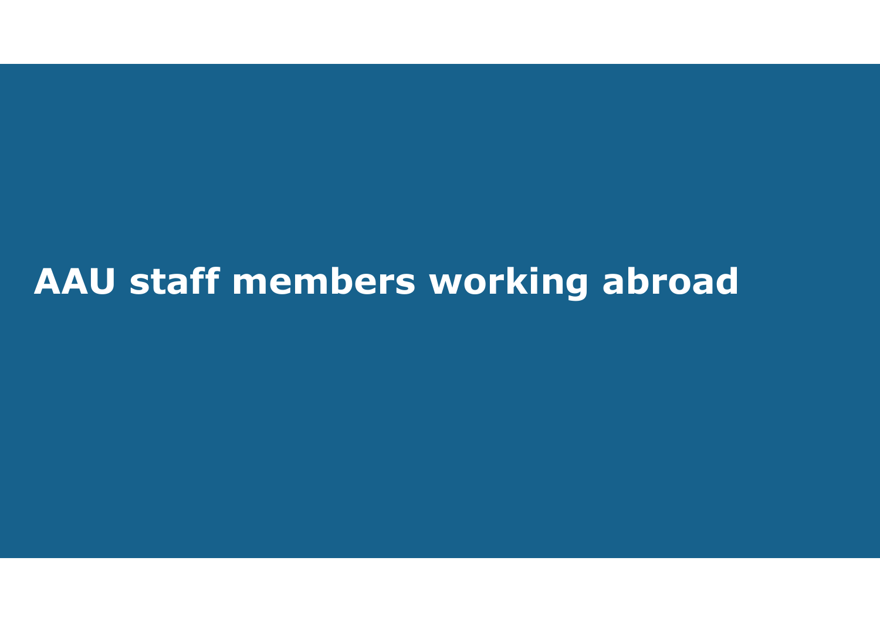# AAU staff members working abroad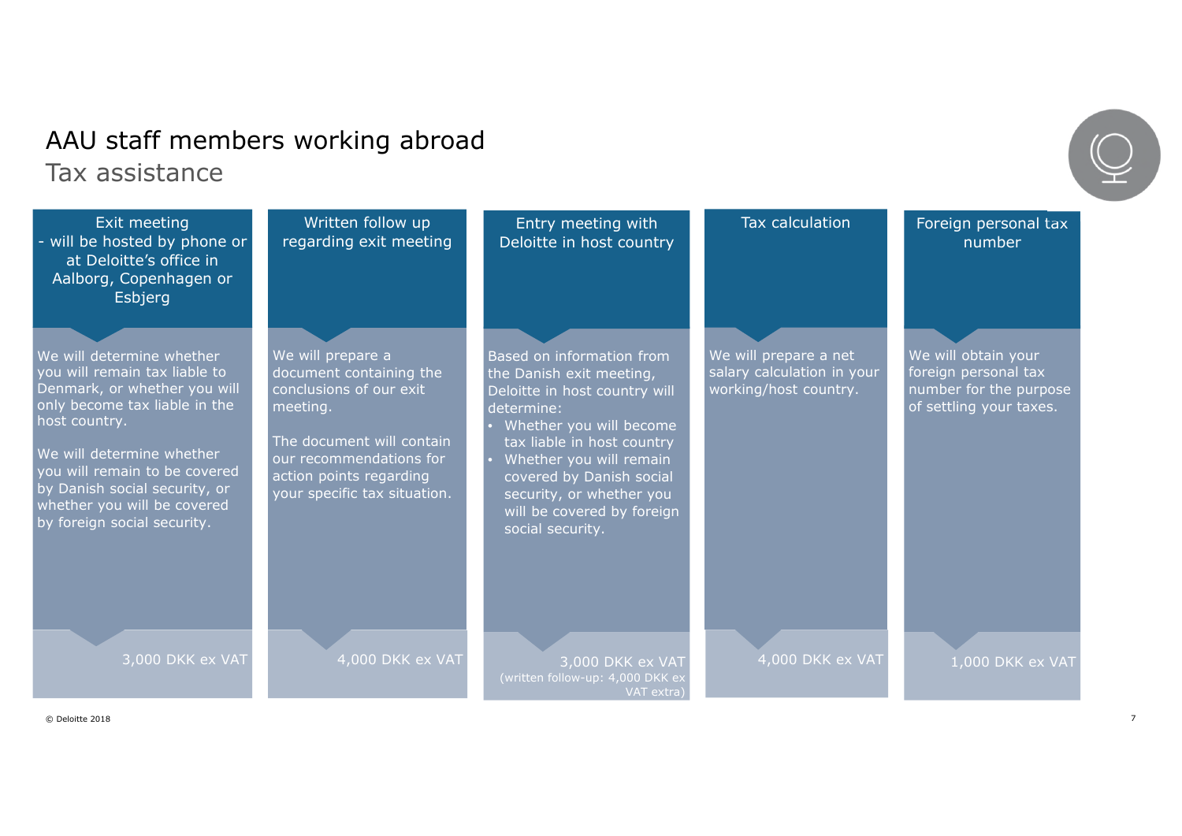# AAU staff members working abroad

## Tax assistance

### Exit meeting
- will be hosted by phone or at Deloitte's office in Aalborg, Copenhagen or Esbjerg

We will determine whether you will remain tax liable to Denmark, or whether you will only become tax liable in the host country.

We will determine whether you will remain to be covered by Danish social security, or whether you will be covered by foreign social security.

3,000 DKK ex VAT

### Written follow up regarding exit meeting

We will prepare a document containing the conclusions of our exit meeting.

The document will contain our recommendations for action points regarding your specific tax situation.

4,000 DKK ex VAT

### Entry meeting with Deloitte in host country

Based on information from the Danish exit meeting, Deloitte in host country will determine:

- Whether you will become tax liable in host country
- Whether you will remain covered by Danish social security, or whether you will be covered by foreign social security.

3,000 DKK ex VAT
(written follow-up: 4,000 DKK ex VAT extra)

### Tax calculation

We will prepare a net salary calculation in your working/host country.

4,000 DKK ex VAT

### Foreign personal tax number

We will obtain your foreign personal tax number for the purpose of settling your taxes.

1,000 DKK ex VAT

© Deloitte 2018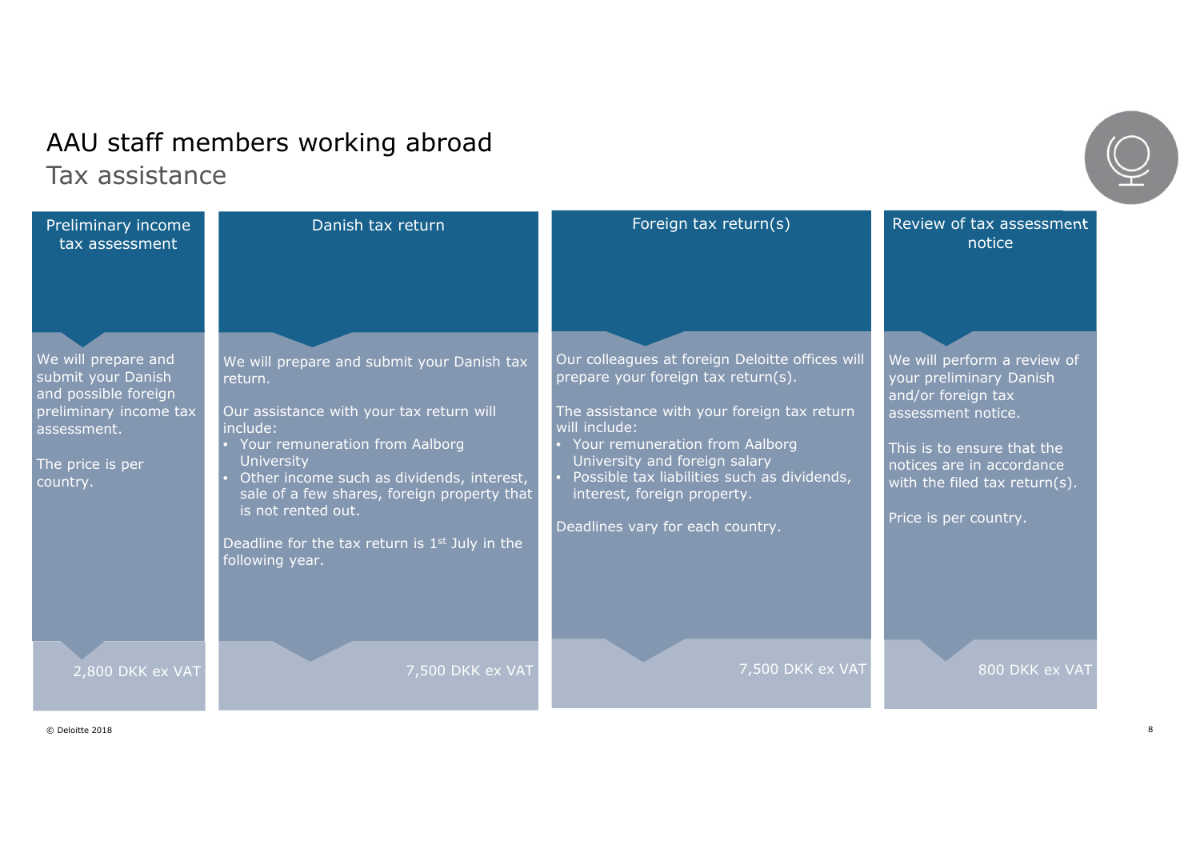# AAU staff members working abroad

## Tax assistance

### Preliminary income tax assessment

We will prepare and submit your Danish and possible foreign preliminary income tax assessment.

The price is per country.

2,800 DKK ex VAT

### Danish tax return

We will prepare and submit your Danish tax return.

Our assistance with your tax return will include:

- Your remuneration from Aalborg University
- Other income such as dividends, interest, sale of a few shares, foreign property that is not rented out.

Deadline for the tax return is 1st July in the following year.

7,500 DKK ex VAT

### Foreign tax return(s)

Our colleagues at foreign Deloitte offices will prepare your foreign tax return(s).

The assistance with your foreign tax return will include:

- Your remuneration from Aalborg University and foreign salary
- Possible tax liabilities such as dividends, interest, foreign property.

Deadlines vary for each country.

7,500 DKK ex VAT

### Review of tax assessment notice

We will perform a review of your preliminary Danish and/or foreign tax assessment notice.

This is to ensure that the notices are in accordance with the filed tax return(s).

Price is per country.

800 DKK ex VAT

© Deloitte 2018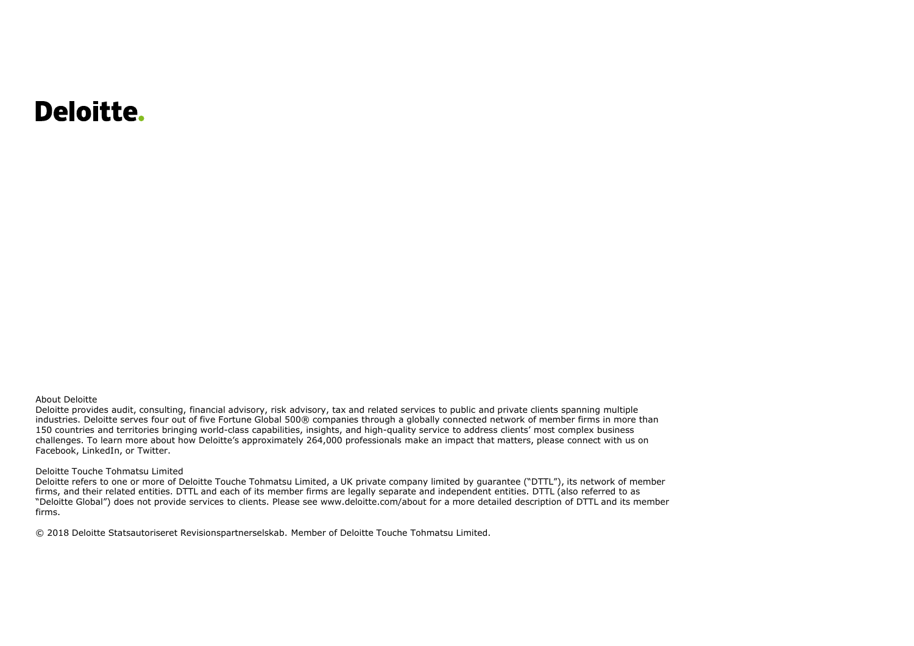# Deloitte.

About Deloitte
Deloitte provides audit, consulting, financial advisory, risk advisory, tax and related services to public and private clients spanning multiple industries. Deloitte serves four out of five Fortune Global 500® companies through a globally connected network of member firms in more than 150 countries and territories bringing world-class capabilities, insights, and high-quality service to address clients' most complex business challenges. To learn more about how Deloitte's approximately 264,000 professionals make an impact that matters, please connect with us on Facebook, LinkedIn, or Twitter.

Deloitte Touche Tohmatsu Limited
Deloitte refers to one or more of Deloitte Touche Tohmatsu Limited, a UK private company limited by guarantee ("DTTL"), its network of member firms, and their related entities. DTTL and each of its member firms are legally separate and independent entities. DTTL (also referred to as "Deloitte Global") does not provide services to clients. Please see www.deloitte.com/about for a more detailed description of DTTL and its member firms.

© 2018 Deloitte Statsautoriseret Revisionspartnerselskab. Member of Deloitte Touche Tohmatsu Limited.